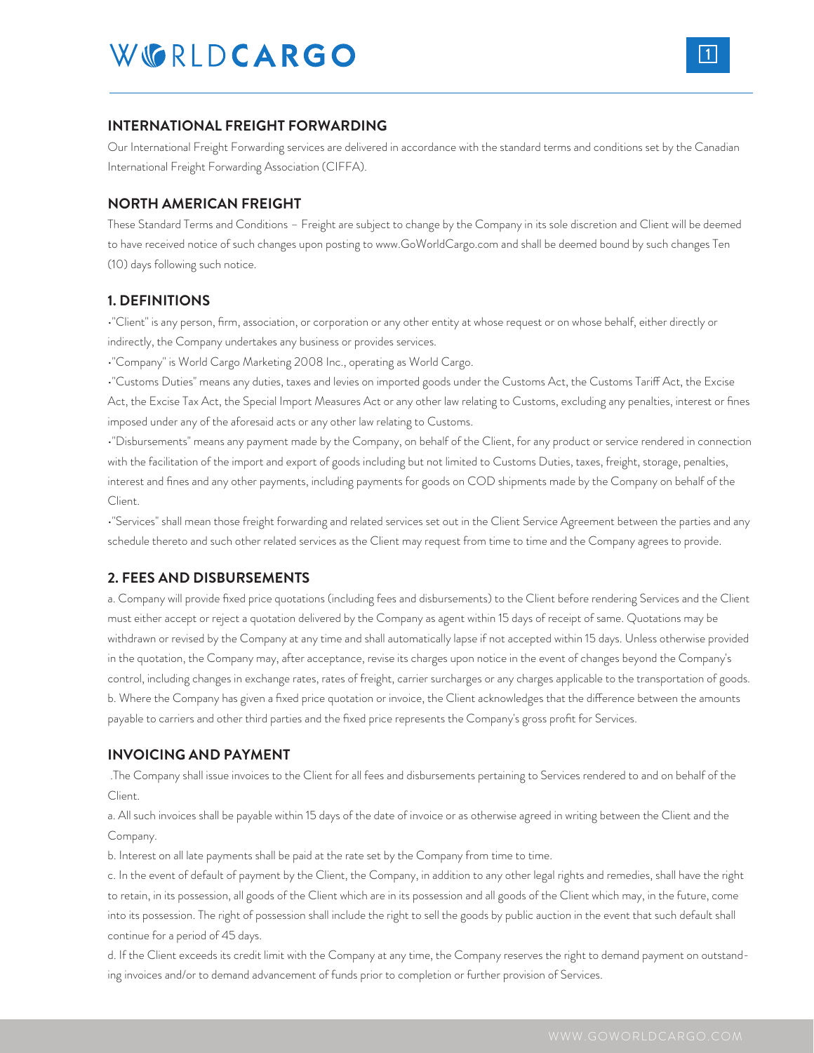## INTERNATIONAL FREIGHT FORWARDING

Our International Freight Forwarding services are delivered in accordance with the standard terms and conditions set by the Canadian International Freight Forwarding Association (CIFFA).

## NORTH AMERICAN FREIGHT

These Standard Terms and Conditions – Freight are subject to change by the Company in its sole discretion and Client will be deemed to have received notice of such changes upon posting to www.GoWorldCargo.com and shall be deemed bound by such changes Ten (10) days following such notice.

## 1. DEFINITIONS

•"Client" is any person, firm, association, or corporation or any other entity at whose request or on whose behalf, either directly or indirectly, the Company undertakes any business or provides services.

•"Company" is World Cargo Marketing 2008 Inc., operating as World Cargo.

•"Customs Duties" means any duties, taxes and levies on imported goods under the Customs Act, the Customs Tariff Act, the Excise Act, the Excise Tax Act, the Special Import Measures Act or any other law relating to Customs, excluding any penalties, interest or fines imposed under any of the aforesaid acts or any other law relating to Customs.

•"Disbursements" means any payment made by the Company, on behalf of the Client, for any product or service rendered in connection with the facilitation of the import and export of goods including but not limited to Customs Duties, taxes, freight, storage, penalties, interest and fines and any other payments, including payments for goods on COD shipments made by the Company on behalf of the Client.

•"Services" shall mean those freight forwarding and related services set out in the Client Service Agreement between the parties and any schedule thereto and such other related services as the Client may request from time to time and the Company agrees to provide.

## 2. FEES AND DISBURSEMENTS

a. Company will provide fixed price quotations (including fees and disbursements) to the Client before rendering Services and the Client must either accept or reject a quotation delivered by the Company as agent within 15 days of receipt of same. Quotations may be withdrawn or revised by the Company at any time and shall automatically lapse if not accepted within 15 days. Unless otherwise provided in the quotation, the Company may, after acceptance, revise its charges upon notice in the event of changes beyond the Company's control, including changes in exchange rates, rates of freight, carrier surcharges or any charges applicable to the transportation of goods.

b. Where the Company has given a fixed price quotation or invoice, the Client acknowledges that the difference between the amounts payable to carriers and other third parties and the fixed price represents the Company's gross profit for Services.

## INVOICING AND PAYMENT

.The Company shall issue invoices to the Client for all fees and disbursements pertaining to Services rendered to and on behalf of the Client.

a. All such invoices shall be payable within 15 days of the date of invoice or as otherwise agreed in writing between the Client and the Company.

b. Interest on all late payments shall be paid at the rate set by the Company from time to time.

c. In the event of default of payment by the Client, the Company, in addition to any other legal rights and remedies, shall have the right to retain, in its possession, all goods of the Client which are in its possession and all goods of the Client which may, in the future, come into its possession. The right of possession shall include the right to sell the goods by public auction in the event that such default shall continue for a period of 45 days.

d. If the Client exceeds its credit limit with the Company at any time, the Company reserves the right to demand payment on outstanding invoices and/or to demand advancement of funds prior to completion or further provision of Services.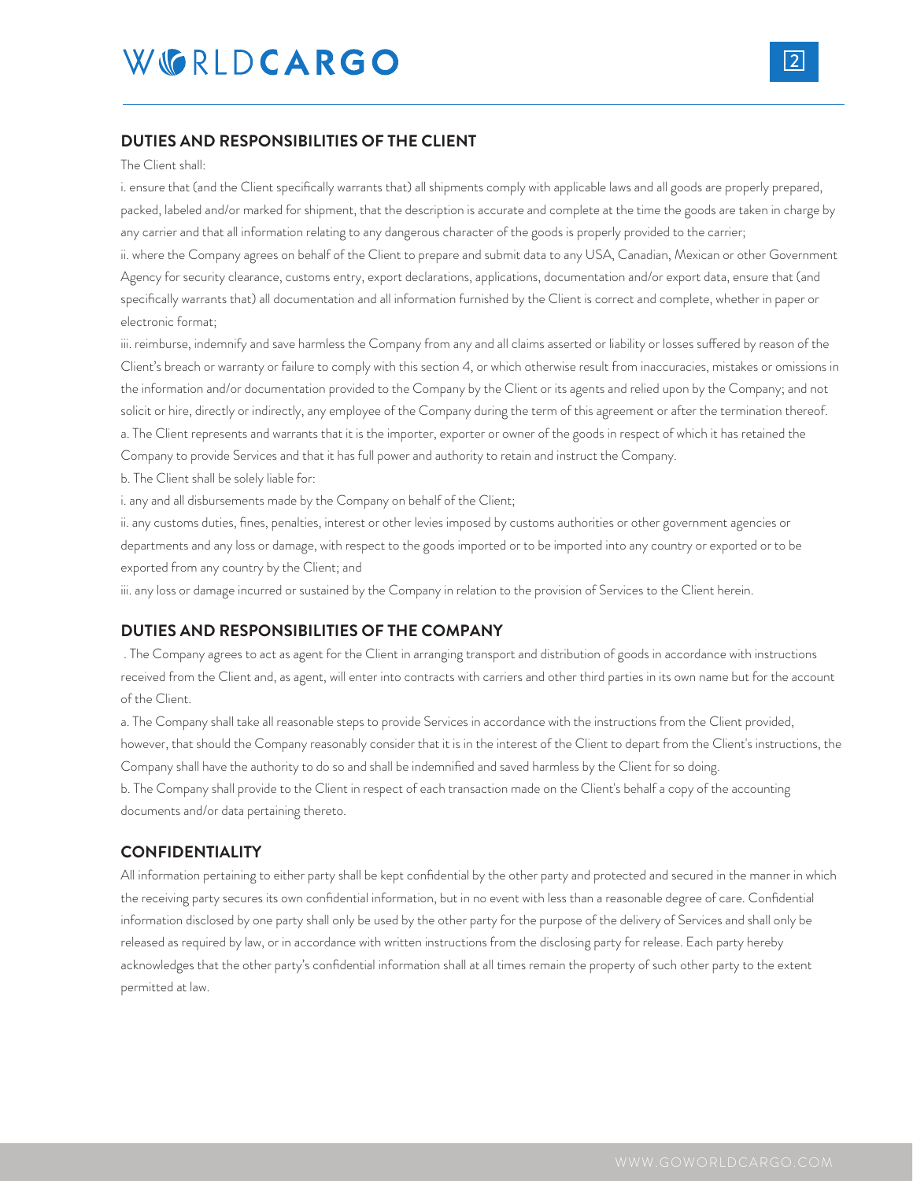## DUTIES AND RESPONSIBILITIES OF THE CLIENT

The Client shall:

i. ensure that (and the Client specifically warrants that) all shipments comply with applicable laws and all goods are properly prepared, packed, labeled and/or marked for shipment, that the description is accurate and complete at the time the goods are taken in charge by any carrier and that all information relating to any dangerous character of the goods is properly provided to the carrier;

ii. where the Company agrees on behalf of the Client to prepare and submit data to any USA, Canadian, Mexican or other Government Agency for security clearance, customs entry, export declarations, applications, documentation and/or export data, ensure that (and specifically warrants that) all documentation and all information furnished by the Client is correct and complete, whether in paper or electronic format;

iii. reimburse, indemnify and save harmless the Company from any and all claims asserted or liability or losses suffered by reason of the Client's breach or warranty or failure to comply with this section 4, or which otherwise result from inaccuracies, mistakes or omissions in the information and/or documentation provided to the Company by the Client or its agents and relied upon by the Company; and not solicit or hire, directly or indirectly, any employee of the Company during the term of this agreement or after the termination thereof.

a. The Client represents and warrants that it is the importer, exporter or owner of the goods in respect of which it has retained the Company to provide Services and that it has full power and authority to retain and instruct the Company.

b. The Client shall be solely liable for:

i. any and all disbursements made by the Company on behalf of the Client;

ii. any customs duties, fines, penalties, interest or other levies imposed by customs authorities or other government agencies or departments and any loss or damage, with respect to the goods imported or to be imported into any country or exported or to be exported from any country by the Client; and

iii. any loss or damage incurred or sustained by the Company in relation to the provision of Services to the Client herein.

## DUTIES AND RESPONSIBILITIES OF THE COMPANY

. The Company agrees to act as agent for the Client in arranging transport and distribution of goods in accordance with instructions received from the Client and, as agent, will enter into contracts with carriers and other third parties in its own name but for the account of the Client.

a. The Company shall take all reasonable steps to provide Services in accordance with the instructions from the Client provided, however, that should the Company reasonably consider that it is in the interest of the Client to depart from the Client's instructions, the Company shall have the authority to do so and shall be indemnified and saved harmless by the Client for so doing.

b. The Company shall provide to the Client in respect of each transaction made on the Client's behalf a copy of the accounting documents and/or data pertaining thereto.

## CONFIDENTIALITY

All information pertaining to either party shall be kept confidential by the other party and protected and secured in the manner in which the receiving party secures its own confidential information, but in no event with less than a reasonable degree of care. Confidential information disclosed by one party shall only be used by the other party for the purpose of the delivery of Services and shall only be released as required by law, or in accordance with written instructions from the disclosing party for release. Each party hereby acknowledges that the other party's confidential information shall at all times remain the property of such other party to the extent permitted at law.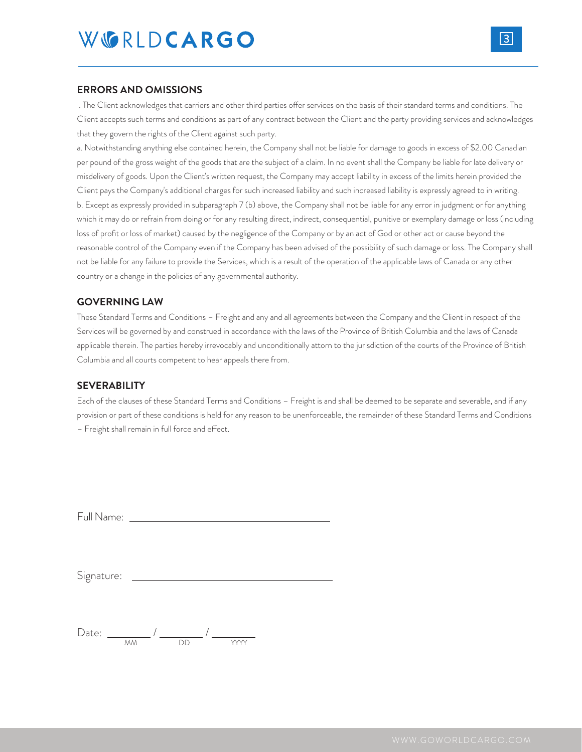## ERRORS AND OMISSIONS

. The Client acknowledges that carriers and other third parties offer services on the basis of their standard terms and conditions. The Client accepts such terms and conditions as part of any contract between the Client and the party providing services and acknowledges that they govern the rights of the Client against such party.

a. Notwithstanding anything else contained herein, the Company shall not be liable for damage to goods in excess of $2.00 Canadian per pound of the gross weight of the goods that are the subject of a claim. In no event shall the Company be liable for late delivery or misdelivery of goods. Upon the Client's written request, the Company may accept liability in excess of the limits herein provided the Client pays the Company's additional charges for such increased liability and such increased liability is expressly agreed to in writing.

b. Except as expressly provided in subparagraph 7 (b) above, the Company shall not be liable for any error in judgment or for anything which it may do or refrain from doing or for any resulting direct, indirect, consequential, punitive or exemplary damage or loss (including loss of profit or loss of market) caused by the negligence of the Company or by an act of God or other act or cause beyond the reasonable control of the Company even if the Company has been advised of the possibility of such damage or loss. The Company shall not be liable for any failure to provide the Services, which is a result of the operation of the applicable laws of Canada or any other country or a change in the policies of any governmental authority.

## GOVERNING LAW

These Standard Terms and Conditions – Freight and any and all agreements between the Company and the Client in respect of the Services will be governed by and construed in accordance with the laws of the Province of British Columbia and the laws of Canada applicable therein. The parties hereby irrevocably and unconditionally attorn to the jurisdiction of the courts of the Province of British Columbia and all courts competent to hear appeals there from.

## SEVERABILITY

Each of the clauses of these Standard Terms and Conditions – Freight is and shall be deemed to be separate and severable, and if any provision or part of these conditions is held for any reason to be unenforceable, the remainder of these Standard Terms and Conditions – Freight shall remain in full force and effect.

Full Name: ______________________________

Signature: ______________________________

Date: ________ / ________ / ________
MM DD YYYY